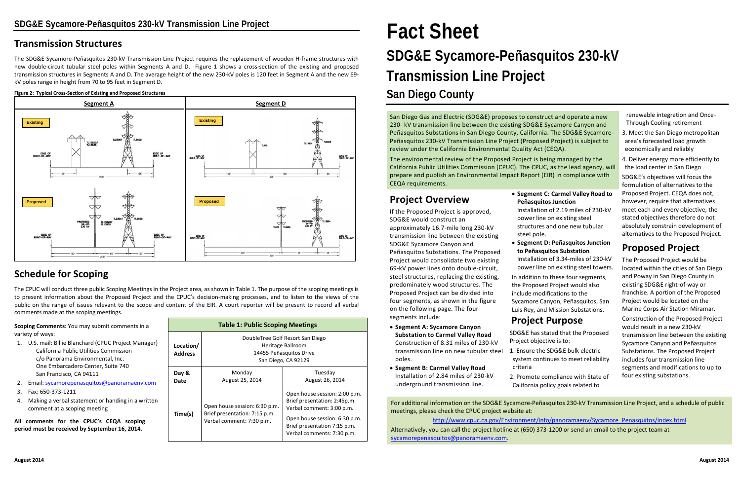# SDG&E Sycamore-Peñasquitos 230-kV Transmission Line Project

## Transmission Structures

The SDG&E Sycamore-Peñasquitos 230-kV Transmission Line Project requires the replacement of wooden H-frame structures with new double-circuit tubular steel poles within Segments A and D. Figure 1 shows a cross-section of the existing and proposed transmission structures in Segments A and D. The average height of the new 230-kV poles is 120 feet in Segment A and the new 69-kV poles range in height from 70 to 95 feet in Segment D.

**Figure 2: Typical Cross-Section of Existing and Proposed Structures**

Segment A

Existing

TL13820/ TL13825

TL23051

TL6920

EDGE OF RIGHT-OF-WAY

EDGE OF RIGHT-OF-WAY

Proposed

PROPOSED 69-kV 230 kV

TL23051

TL13820/ TL13825

TL6920

EDGE OF RIGHT-OF-WAY

EDGE OF RIGHT-OF-WAY

Segment D

Existing

TL675

TL13804

TL6906

EDGE OF RIGHT-OF-WAY

EDGE OF RIGHT-OF-WAY

Proposed

TL675

TL6906

PROPOSED 69-kV 230 kV

TL13804

EDGE OF RIGHT-OF-WAY

EDGE OF RIGHT-OF-WAY

## Schedule for Scoping

The CPUC will conduct three public Scoping Meetings in the Project area, as shown in Table 1. The purpose of the scoping meetings is to present information about the Proposed Project and the CPUC's decision-making processes, and to listen to the views of the public on the range of issues relevant to the scope and content of the EIR. A court reporter will be present to record all verbal comments made at the scoping meetings.

**Scoping Comments:** You may submit comments in a variety of ways:

1. U.S. mail: Billie Blanchard (CPUC Project Manager)
   California Public Utilities Commission
   c/o Panorama Environmental, Inc.
   One Embarcadero Center, Suite 740
   San Francisco, CA 94111
2. Email: sycamorepenasquitos@panoramaenv.com
3. Fax: 650-373-1211
4. Making a verbal statement or handing in a written comment at a scoping meeting

**All comments for the CPUC's CEQA scoping period must be received by September 16, 2014.**

| Table 1: Public Scoping Meetings | | |
|---|---|---|
| **Location/ Address** | DoubleTree Golf Resort San Diego<br>Heritage Ballroom<br>14455 Peñasquitos Drive<br>San Diego, CA 92129 | |
| **Day & Date** | Monday<br>August 25, 2014 | Tuesday<br>August 26, 2014 |
| **Time(s)** | Open house session: 6:30 p.m.<br>Brief presentation: 7:15 p.m.<br>Verbal comment: 7:30 p.m. | Open house session: 2:00 p.m.<br>Brief presentation: 2:45p.m.<br>Verbal comment: 3:00 p.m.<br>Open house session: 6:30 p.m.<br>Brief presentation 7:15 p.m.<br>Verbal comments: 7:30 p.m. |

# Fact Sheet

# SDG&E Sycamore-Peñasquitos 230-kV Transmission Line Project

## San Diego County

San Diego Gas and Electric (SDG&E) proposes to construct and operate a new 230- kV transmission line between the existing SDG&E Sycamore Canyon and Peñasquitos Substations in San Diego County, California. The SDG&E Sycamore-Peñasquitos 230-kV Transmission Line Project (Proposed Project) is subject to review under the California Environmental Quality Act (CEQA).

The environmental review of the Proposed Project is being managed by the California Public Utilities Commission (CPUC). The CPUC, as the lead agency, will prepare and publish an Environmental Impact Report (EIR) in compliance with CEQA requirements.

## Project Overview

If the Proposed Project is approved, SDG&E would construct an approximately 16.7-mile long 230-kV transmission line between the existing SDG&E Sycamore Canyon and Peñasquitos Substations. The Proposed Project would consolidate two existing 69-kV power lines onto double-circuit, steel structures, replacing the existing, predominately wood structures. The Proposed Project can be divided into four segments, as shown in the figure on the following page. The four segments include:

- **Segment A: Sycamore Canyon Substation to Carmel Valley Road**
  Construction of 8.31 miles of 230-kV transmission line on new tubular steel poles.
- **Segment B: Carmel Valley Road**
  Installation of 2.84 miles of 230-kV underground transmission line.
- **Segment C: Carmel Valley Road to Peñasquitos Junction**
  Installation of 2.19 miles of 230-kV power line on existing steel structures and one new tubular steel pole.
- **Segment D: Peñasquitos Junction to Peñasquitos Substation**
  Installation of 3.34-miles of 230-kV power line on existing steel towers.

In addition to these four segments, the Proposed Project would also include modifications to the Sycamore Canyon, Peñasquitos, San Luis Rey, and Mission Substations.

## Project Purpose

SDG&E has stated that the Proposed Project objective is to:

1. Ensure the SDG&E bulk electric system continues to meet reliability criteria
2. Promote compliance with State of California policy goals related to renewable integration and Once-Through Cooling retirement
3. Meet the San Diego metropolitan area's forecasted load growth economically and reliably
4. Deliver energy more efficiently to the load center in San Diego

SDG&E's objectives will focus the formulation of alternatives to the Proposed Project. CEQA does not, however, require that alternatives meet each and every objective; the stated objectives therefore do not absolutely constrain development of alternatives to the Proposed Project.

## Proposed Project

The Proposed Project would be located within the cities of San Diego and Poway in San Diego County in existing SDG&E right-of-way or franchise. A portion of the Proposed Project would be located on the Marine Corps Air Station Miramar.

Construction of the Proposed Project would result in a new 230-kV transmission line between the existing Sycamore Canyon and Peñasquitos Substations. The Proposed Project includes four transmission line segments and modifications to up to four existing substations.

For additional information on the SDG&E Sycamore-Peñasquitos 230-kV Transmission Line Project, and a schedule of public meetings, please check the CPUC project website at:

http://www.cpuc.ca.gov/Environment/info/panoramaenv/Sycamore_Penasquitos/index.html

Alternatively, you can call the project hotline at (650) 373-1200 or send an email to the project team at sycamorepenasquitos@panoramaenv.com.

August 2014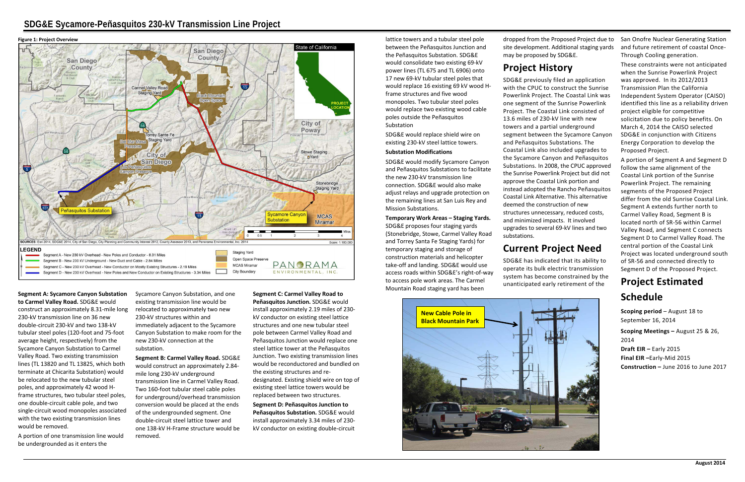# SDG&E Sycamore-Peñasquitos 230-kV Transmission Line Project

**Figure 1: Project Overview**

San Diego County
State of California
PROJECT LOCATION
Carmel Valley Road Staging Yard
Black Mountain Open Space
City of Poway
Torrey Santa Fe Staging Yard
Del Mar Mesa Preserve
City of San Diego
Los Peñasquitos Canyon Preserve
Stowe Staging Yard
Stonebridge Staging Yard
Peñasquitos Substation
Sycamore Canyon Substation
MCAS Miramar
Miles 0 0.5 1 2 3 4
SOURCES: Esri 2014, SDG&E 2014, City of San Diego, City Planning and Community Interest 2012, County Assessor 2013, and Panorama Environmental, Inc. 2014
Scale: 1:100,000

LEGEND
Segment A - New 230 kV Overhead - New Poles and Conductor - 8.31 Miles
Segment B - New 230 kV Underground - New Duct and Cable - 2.84 Miles
Segment C - New 230 kV Overhead - New Conductor on Mostly Existing Structures - 2.19 Miles
Segment D - New 230 kV Overhead - New Poles and New Conductor on Existing Structures - 3.34 Miles
Staging Yard
Open Space Preserve
MCAS Miramar
City Boundary
PANORAMA ENVIRONMENTAL, INC.

**Segment A: Sycamore Canyon Substation to Carmel Valley Road.** SDG&E would construct an approximately 8.31-mile long 230-kV transmission line on 36 new double-circuit 230-kV and two 138-kV tubular steel poles (120-foot and 75-foot average height, respectively) from the Sycamore Canyon Substation to Carmel Valley Road. Two existing transmission lines (TL 13820 and TL 13825, which both terminate at Chicarita Substation) would be relocated to the new tubular steel poles, and approximately 42 wood H-frame structures, two tubular steel poles, one double-circuit cable pole, and two single-circuit wood monopoles associated with the two existing transmission lines would be removed.

A portion of one transmission line would be undergrounded as it enters the Sycamore Canyon Substation, and one existing transmission line would be relocated to approximately two new 230-kV structures within and immediately adjacent to the Sycamore Canyon Substation to make room for the new 230-kV connection at the substation.

**Segment B: Carmel Valley Road.** SDG&E would construct an approximately 2.84-mile long 230-kV underground transmission line in Carmel Valley Road. Two 160-foot tubular steel cable poles for underground/overhead transmission conversion would be placed at the ends of the undergrounded segment. One double-circuit steel lattice tower and one 138-kV H-Frame structure would be removed.

**Segment C: Carmel Valley Road to Peñasquitos Junction.** SDG&E would install approximately 2.19 miles of 230-kV conductor on existing steel lattice structures and one new tubular steel pole between Carmel Valley Road and Peñasquitos Junction would replace one steel lattice tower at the Peñasquitos Junction. Two existing transmission lines would be reconductored and bundled on the existing structures and re-designated. Existing shield wire on top of existing steel lattice towers would be replaced between two structures.

**Segment D: Peñasquitos Junction to Peñasquitos Substation.** SDG&E would install approximately 3.34 miles of 230-kV conductor on existing double-circuit lattice towers and a tubular steel pole between the Peñasquitos Junction and the Peñasquitos Substation. SDG&E would consolidate two existing 69-kV power lines (TL 675 and TL 6906) onto 17 new 69-kV tubular steel poles that would replace 16 existing 69 kV wood H-frame structures and five wood monopoles. Two tubular steel poles would replace two existing wood cable poles outside the Peñasquitos Substation

SDG&E would replace shield wire on existing 230-kV steel lattice towers.

**Substation Modifications**

SDG&E would modify Sycamore Canyon and Peñasquitos Substations to facilitate the new 230-kV transmission line connection. SDG&E would also make adjust relays and upgrade protection on the remaining lines at San Luis Rey and Mission Substations.

**Temporary Work Areas – Staging Yards.** SDG&E proposes four staging yards (Stonebridge, Stowe, Carmel Valley Road and Torrey Santa Fe Staging Yards) for temporary staging and storage of construction materials and helicopter take-off and landing. SDG&E would use access roads within SDG&E's right-of-way to access work areas. The Carmel Mountain Road staging yard has been dropped from the Proposed Project due to site development. Additional staging yards may be proposed by SDG&E.

New Cable Pole in Black Mountain Park

## Project History

SDG&E previously filed an application with the CPUC to construct the Sunrise Powerlink Project. The Coastal Link was one segment of the Sunrise Powerlink Project. The Coastal Link consisted of 13.6 miles of 230-kV line with new towers and a partial underground segment between the Sycamore Canyon and Peñasquitos Substations. The Coastal Link also included upgrades to the Sycamore Canyon and Peñasquitos Substations. In 2008, the CPUC approved the Sunrise Powerlink Project but did not approve the Coastal Link portion and instead adopted the Rancho Peñasquitos Coastal Link Alternative. This alternative deemed the construction of new structures unnecessary, reduced costs, and minimized impacts. It involved upgrades to several 69-kV lines and two substations.

## Current Project Need

SDG&E has indicated that its ability to operate its bulk electric transmission system has become constrained by the unanticipated early retirement of the San Onofre Nuclear Generating Station and future retirement of coastal Once-Through Cooling generation.

These constraints were not anticipated when the Sunrise Powerlink Project was approved. In its 2012/2013 Transmission Plan the California Independent System Operator (CAISO) identified this line as a reliability driven project eligible for competitive solicitation due to policy benefits. On March 4, 2014 the CAISO selected SDG&E in conjunction with Citizens Energy Corporation to develop the Proposed Project.

A portion of Segment A and Segment D follow the same alignment of the Coastal Link portion of the Sunrise Powerlink Project. The remaining segments of the Proposed Project differ from the old Sunrise Coastal Link. Segment A extends further north to Carmel Valley Road, Segment B is located north of SR-56 within Carmel Valley Road, and Segment C connects Segment D to Carmel Valley Road. The central portion of the Coastal Link Project was located underground south of SR-56 and connected directly to Segment D of the Proposed Project.

## Project Estimated Schedule

**Scoping period** – August 18 to September 16, 2014

**Scoping Meetings –** August 25 & 26, 2014

**Draft EIR –** Early 2015

**Final EIR –**Early-Mid 2015

**Construction –** June 2016 to June 2017